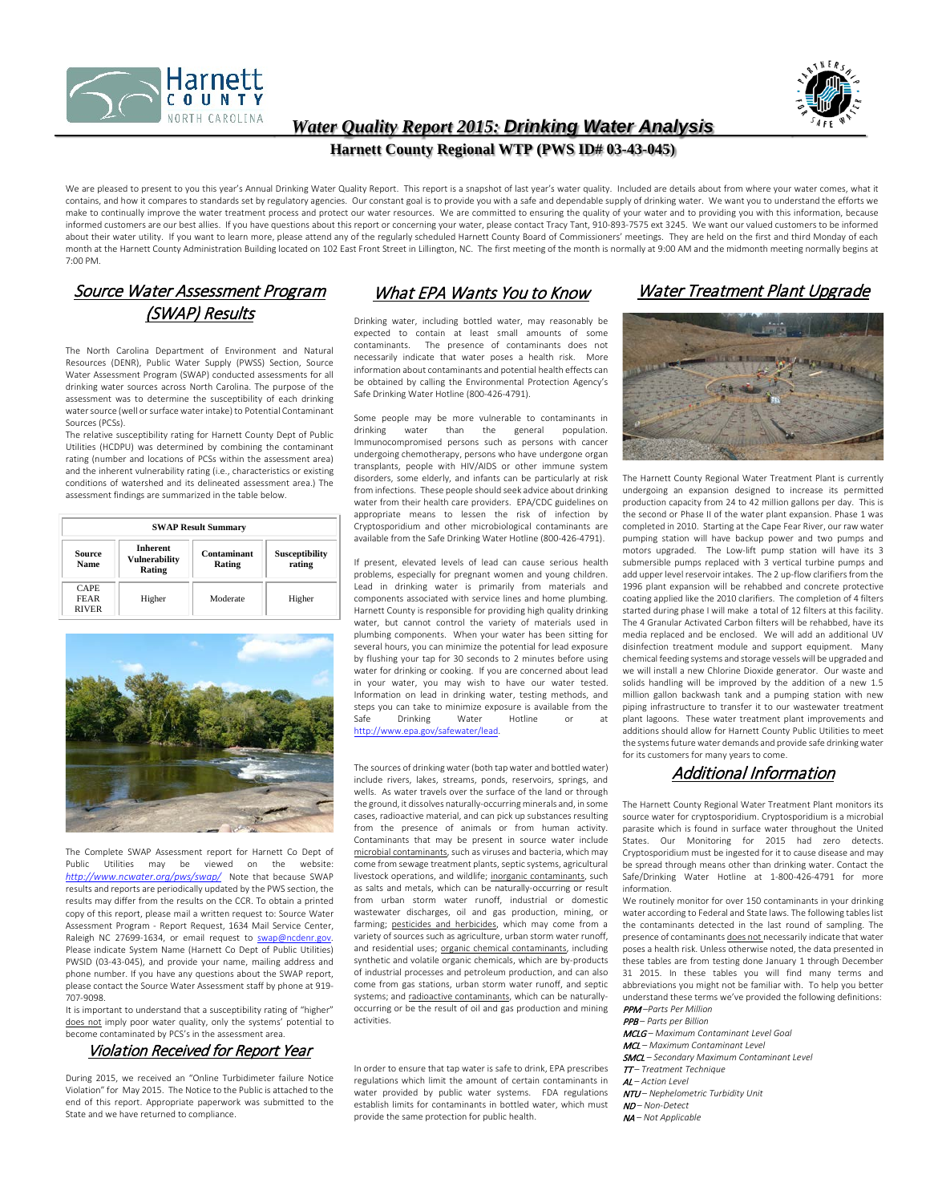# Water Quality Report 2015: Drinking Water Analysis

**Harnett County Regional WTP (PWS ID# 03-43-045)**

We are pleased to present to you this year's Annual Drinking Water Quality Report. This report is a snapshot of last year's water quality. Included are details about from where your water comes, what it contains, and how it compares to standards set by regulatory agencies. Our constant goal is to provide you with a safe and dependable supply of drinking water. We want you to understand the efforts we make to continually improve the water treatment process and protect our water resources. We are committed to ensuring the quality of your water and to providing you with this information, because informed customers are our best allies. If you have questions about this report or concerning your water, please contact Tracy Tant, 910-893-7575 ext 3245. We want our valued customers to be informed about their water utility. If you want to learn more, please attend any of the regularly scheduled Harnett County Board of Commissioners' meetings. They are held on the first and third Monday of each month at the Harnett County Administration Building located on 102 East Front Street in Lillington, NC. The first meeting of the month is normally at 9:00 AM and the midmonth meeting normally begins at 7:00 PM.

## Source Water Assessment Program (SWAP) Results

The North Carolina Department of Environment and Natural Resources (DENR), Public Water Supply (PWSS) Section, Source Water Assessment Program (SWAP) conducted assessments for all drinking water sources across North Carolina. The purpose of the assessment was to determine the susceptibility of each drinking water source (well or surface water intake) to Potential Contaminant Sources (PCSs).

The relative susceptibility rating for Harnett County Dept of Public Utilities (HCDPU) was determined by combining the contaminant rating (number and locations of PCSs within the assessment area) and the inherent vulnerability rating (i.e., characteristics or existing conditions of watershed and its delineated assessment area.) The assessment findings are summarized in the table below.

| SWAP Result Summary | | | |
|---|---|---|---|
| **Source Name** | **Inherent Vulnerability Rating** | **Contaminant Rating** | **Susceptibility rating** |
| CAPE FEAR RIVER | Higher | Moderate | Higher |

The Complete SWAP Assessment report for Harnett Co Dept of Public Utilities may be viewed on the website: *http://www.ncwater.org/pws/swap/* Note that because SWAP results and reports are periodically updated by the PWS section, the results may differ from the results on the CCR. To obtain a printed copy of this report, please mail a written request to: Source Water Assessment Program - Report Request, 1634 Mail Service Center, Raleigh NC 27699-1634, or email request to swap@ncdenr.gov. Please indicate System Name (Harnett Co Dept of Public Utilities) PWSID (03-43-045), and provide your name, mailing address and phone number. If you have any questions about the SWAP report, please contact the Source Water Assessment staff by phone at 919-707-9098.

It is important to understand that a susceptibility rating of "higher" does not imply poor water quality, only the systems' potential to become contaminated by PCS's in the assessment area.

## Violation Received for Report Year

During 2015, we received an "Online Turbidimeter failure Notice Violation" for May 2015. The Notice to the Public is attached to the end of this report. Appropriate paperwork was submitted to the State and we have returned to compliance.

## What EPA Wants You to Know

Drinking water, including bottled water, may reasonably be expected to contain at least small amounts of some contaminants. The presence of contaminants does not necessarily indicate that water poses a health risk. More information about contaminants and potential health effects can be obtained by calling the Environmental Protection Agency's Safe Drinking Water Hotline (800-426-4791).

Some people may be more vulnerable to contaminants in drinking water than the general population. Immunocompromised persons such as persons with cancer undergoing chemotherapy, persons who have undergone organ transplants, people with HIV/AIDS or other immune system disorders, some elderly, and infants can be particularly at risk from infections. These people should seek advice about drinking water from their health care providers. EPA/CDC guidelines on appropriate means to lessen the risk of infection by Cryptosporidium and other microbiological contaminants are available from the Safe Drinking Water Hotline (800-426-4791).

If present, elevated levels of lead can cause serious health problems, especially for pregnant women and young children. Lead in drinking water is primarily from materials and components associated with service lines and home plumbing. Harnett County is responsible for providing high quality drinking water, but cannot control the variety of materials used in plumbing components. When your water has been sitting for several hours, you can minimize the potential for lead exposure by flushing your tap for 30 seconds to 2 minutes before using water for drinking or cooking. If you are concerned about lead in your water, you may wish to have our water tested. Information on lead in drinking water, testing methods, and steps you can take to minimize exposure is available from the Safe Drinking Water Hotline or at http://www.epa.gov/safewater/lead.

The sources of drinking water (both tap water and bottled water) include rivers, lakes, streams, ponds, reservoirs, springs, and wells. As water travels over the surface of the land or through the ground, it dissolves naturally-occurring minerals and, in some cases, radioactive material, and can pick up substances resulting from the presence of animals or from human activity. Contaminants that may be present in source water include microbial contaminants, such as viruses and bacteria, which may come from sewage treatment plants, septic systems, agricultural livestock operations, and wildlife; inorganic contaminants, such as salts and metals, which can be naturally-occurring or result from urban storm water runoff, industrial or domestic wastewater discharges, oil and gas production, mining, or farming; pesticides and herbicides, which may come from a variety of sources such as agriculture, urban storm water runoff, and residential uses; organic chemical contaminants, including synthetic and volatile organic chemicals, which are by-products of industrial processes and petroleum production, and can also come from gas stations, urban storm water runoff, and septic systems; and radioactive contaminants, which can be naturally-occurring or be the result of oil and gas production and mining activities.

In order to ensure that tap water is safe to drink, EPA prescribes regulations which limit the amount of certain contaminants in water provided by public water systems. FDA regulations establish limits for contaminants in bottled water, which must provide the same protection for public health.

## Water Treatment Plant Upgrade

The Harnett County Regional Water Treatment Plant is currently undergoing an expansion designed to increase its permitted production capacity from 24 to 42 million gallons per day. This is the second or Phase II of the water plant expansion. Phase 1 was completed in 2010. Starting at the Cape Fear River, our raw water pumping station will have backup power and two pumps and motors upgraded. The Low-lift pump station will have its 3 submersible pumps replaced with 3 vertical turbine pumps and add upper level reservoir intakes. The 2 up-flow clarifiers from the 1996 plant expansion will be rehabbed and concrete protective coating applied like the 2010 clarifiers. The completion of 4 filters started during phase I will make a total of 12 filters at this facility. The 4 Granular Activated Carbon filters will be rehabbed, have its media replaced and be enclosed. We will add an additional UV disinfection treatment module and support equipment. Many chemical feeding systems and storage vessels will be upgraded and we will install a new Chlorine Dioxide generator. Our waste and solids handling will be improved by the addition of a new 1.5 million gallon backwash tank and a pumping station with new piping infrastructure to transfer it to our wastewater treatment plant lagoons. These water treatment plant improvements and additions should allow for Harnett County Public Utilities to meet the systems future water demands and provide safe drinking water for its customers for many years to come.

## Additional Information

The Harnett County Regional Water Treatment Plant monitors its source water for cryptosporidium. Cryptosporidium is a microbial parasite which is found in surface water throughout the United States. Our Monitoring for 2015 had zero detects. Cryptosporidium must be ingested for it to cause disease and may be spread through means other than drinking water. Contact the Safe/Drinking Water Hotline at 1-800-426-4791 for more information.

We routinely monitor for over 150 contaminants in your drinking water according to Federal and State laws. The following tables list the contaminants detected in the last round of sampling. The presence of contaminants does not necessarily indicate that water poses a health risk. Unless otherwise noted, the data presented in these tables are from testing done January 1 through December 31 2015. In these tables you will find many terms and abbreviations you might not be familiar with. To help you better understand these terms we've provided the following definitions:

*PPM – Parts Per Million*
*PPB – Parts per Billion*
*MCLG – Maximum Contaminant Level Goal*
*MCL – Maximum Contaminant Level*
*SMCL – Secondary Maximum Contaminant Level*
*TT – Treatment Technique*
*AL – Action Level*
*NTU – Nephelometric Turbidity Unit*
*ND – Non-Detect*
*NA – Not Applicable*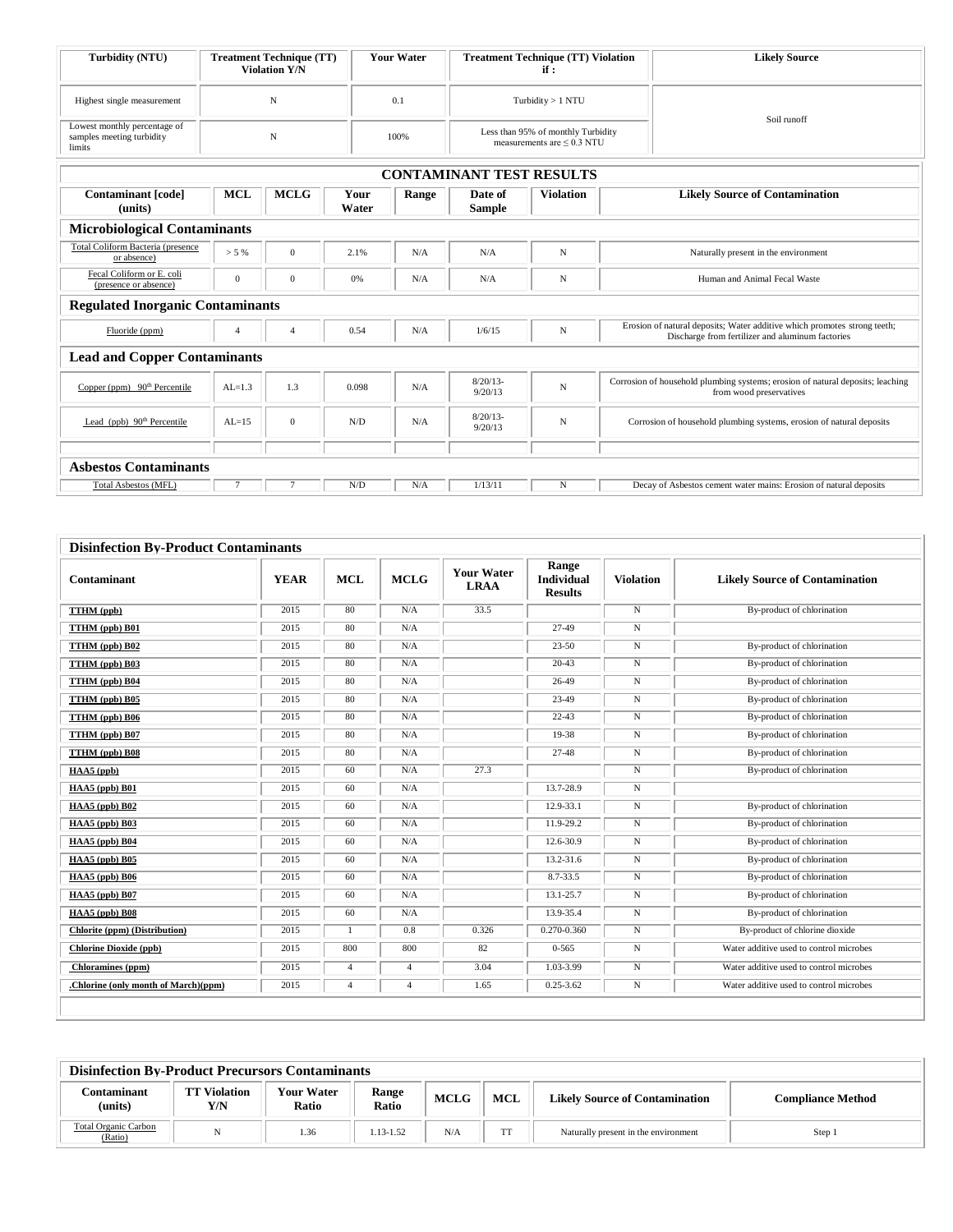| Turbidity (NTU) | Treatment Technique (TT) Violation Y/N | Your Water | Treatment Technique (TT) Violation if : | Likely Source |
|---|---|---|---|---|
| Highest single measurement | N | 0.1 | Turbidity > 1 NTU | Soil runoff |
| Lowest monthly percentage of samples meeting turbidity limits | N | 100% | Less than 95% of monthly Turbidity measurements are ≤ 0.3 NTU | |

## CONTAMINANT TEST RESULTS

| Contaminant [code] (units) | MCL | MCLG | Your Water | Range | Date of Sample | Violation | Likely Source of Contamination |
|---|---|---|---|---|---|---|---|
| **Microbiological Contaminants** | | | | | | | |
| Total Coliform Bacteria (presence or absence) | > 5 % | 0 | 2.1% | N/A | N/A | N | Naturally present in the environment |
| Fecal Coliform or E. coli (presence or absence) | 0 | 0 | 0% | N/A | N/A | N | Human and Animal Fecal Waste |
| **Regulated Inorganic Contaminants** | | | | | | | |
| Fluoride (ppm) | 4 | 4 | 0.54 | N/A | 1/6/15 | N | Erosion of natural deposits; Water additive which promotes strong teeth; Discharge from fertilizer and aluminum factories |
| **Lead and Copper Contaminants** | | | | | | | |
| Copper (ppm) 90th Percentile | AL=1.3 | 1.3 | 0.098 | N/A | 8/20/13-9/20/13 | N | Corrosion of household plumbing systems; erosion of natural deposits; leaching from wood preservatives |
| Lead (ppb) 90th Percentile | AL=15 | 0 | N/D | N/A | 8/20/13-9/20/13 | N | Corrosion of household plumbing systems, erosion of natural deposits |
| | | | | | | | |
| **Asbestos Contaminants** | | | | | | | |
| Total Asbestos (MFL) | 7 | 7 | N/D | N/A | 1/13/11 | N | Decay of Asbestos cement water mains: Erosion of natural deposits |

## Disinfection By-Product Contaminants

| Contaminant | YEAR | MCL | MCLG | Your Water LRAA | Range Individual Results | Violation | Likely Source of Contamination |
|---|---|---|---|---|---|---|---|
| TTHM (ppb) | 2015 | 80 | N/A | 33.5 | | N | By-product of chlorination |
| TTHM (ppb) B01 | 2015 | 80 | N/A | | 27-49 | N | |
| TTHM (ppb) B02 | 2015 | 80 | N/A | | 23-50 | N | By-product of chlorination |
| TTHM (ppb) B03 | 2015 | 80 | N/A | | 20-43 | N | By-product of chlorination |
| TTHM (ppb) B04 | 2015 | 80 | N/A | | 26-49 | N | By-product of chlorination |
| TTHM (ppb) B05 | 2015 | 80 | N/A | | 23-49 | N | By-product of chlorination |
| TTHM (ppb) B06 | 2015 | 80 | N/A | | 22-43 | N | By-product of chlorination |
| TTHM (ppb) B07 | 2015 | 80 | N/A | | 19-38 | N | By-product of chlorination |
| TTHM (ppb) B08 | 2015 | 80 | N/A | | 27-48 | N | By-product of chlorination |
| HAA5 (ppb) | 2015 | 60 | N/A | 27.3 | | N | By-product of chlorination |
| HAA5 (ppb) B01 | 2015 | 60 | N/A | | 13.7-28.9 | N | |
| HAA5 (ppb) B02 | 2015 | 60 | N/A | | 12.9-33.1 | N | By-product of chlorination |
| HAA5 (ppb) B03 | 2015 | 60 | N/A | | 11.9-29.2 | N | By-product of chlorination |
| HAA5 (ppb) B04 | 2015 | 60 | N/A | | 12.6-30.9 | N | By-product of chlorination |
| HAA5 (ppb) B05 | 2015 | 60 | N/A | | 13.2-31.6 | N | By-product of chlorination |
| HAA5 (ppb) B06 | 2015 | 60 | N/A | | 8.7-33.5 | N | By-product of chlorination |
| HAA5 (ppb) B07 | 2015 | 60 | N/A | | 13.1-25.7 | N | By-product of chlorination |
| HAA5 (ppb) B08 | 2015 | 60 | N/A | | 13.9-35.4 | N | By-product of chlorination |
| Chlorite (ppm) (Distribution) | 2015 | 1 | 0.8 | 0.326 | 0.270-0.360 | N | By-product of chlorine dioxide |
| Chlorine Dioxide (ppb) | 2015 | 800 | 800 | 82 | 0-565 | N | Water additive used to control microbes |
| Chloramines (ppm) | 2015 | 4 | 4 | 3.04 | 1.03-3.99 | N | Water additive used to control microbes |
| .Chlorine (only month of March)(ppm) | 2015 | 4 | 4 | 1.65 | 0.25-3.62 | N | Water additive used to control microbes |

## Disinfection By-Product Precursors Contaminants

| Contaminant (units) | TT Violation Y/N | Your Water Ratio | Range Ratio | MCLG | MCL | Likely Source of Contamination | Compliance Method |
|---|---|---|---|---|---|---|---|
| Total Organic Carbon (Ratio) | N | 1.36 | 1.13-1.52 | N/A | TT | Naturally present in the environment | Step 1 |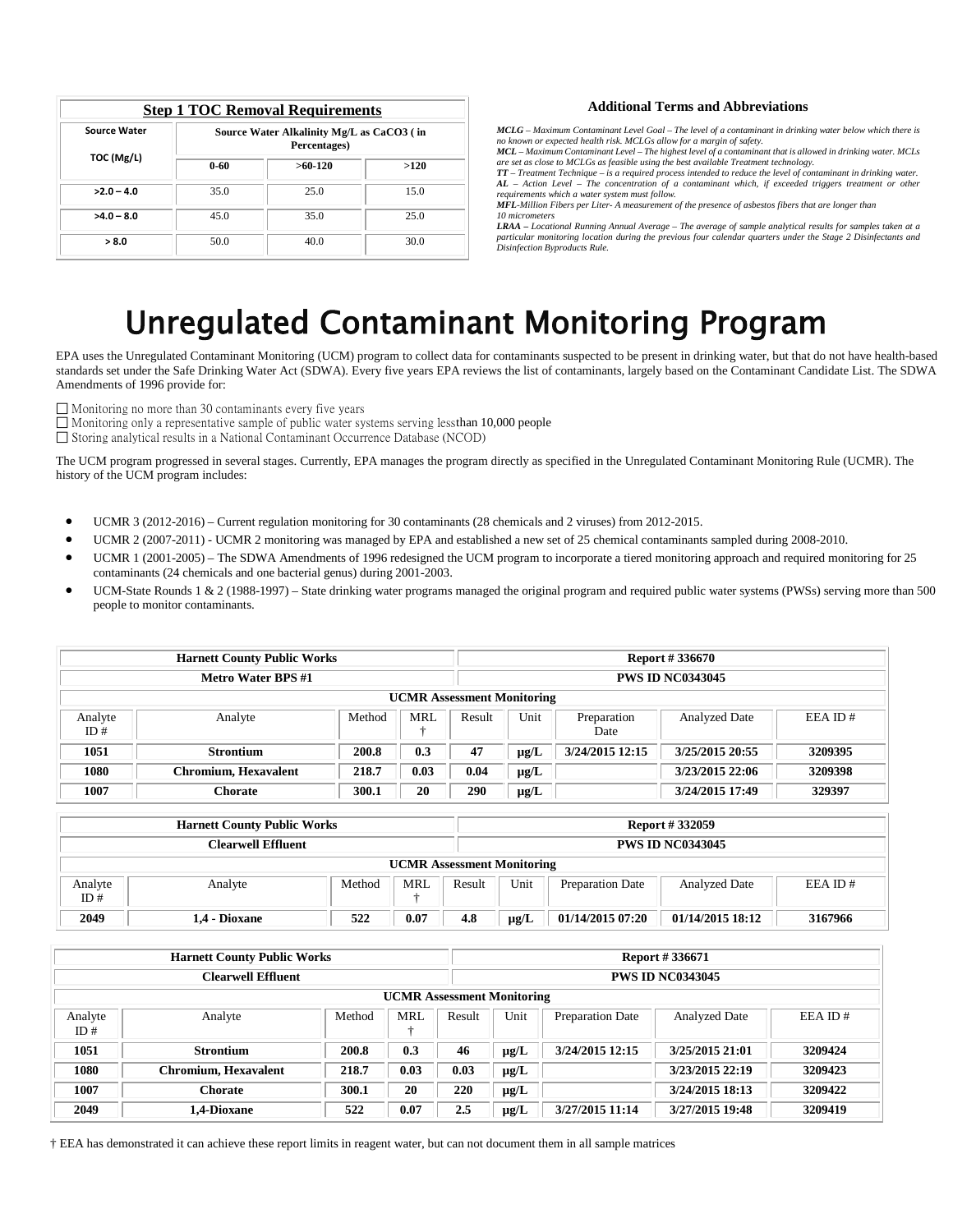| Step 1 TOC Removal Requirements | | | |
|---|---|---|---|
| Source Water TOC (Mg/L) | Source Water Alkalinity Mg/L as CaCO3 ( in Percentages) | | |
| | 0-60 | >60-120 | >120 |
| >2.0 – 4.0 | 35.0 | 25.0 | 15.0 |
| >4.0 – 8.0 | 45.0 | 35.0 | 25.0 |
| > 8.0 | 50.0 | 40.0 | 30.0 |

### Additional Terms and Abbreviations

***MCLG*** *– Maximum Contaminant Level Goal – The level of a contaminant in drinking water below which there is no known or expected health risk. MCLGs allow for a margin of safety.*
***MCL*** *– Maximum Contaminant Level – The highest level of a contaminant that is allowed in drinking water. MCLs are set as close to MCLGs as feasible using the best available Treatment technology.*
***TT*** *– Treatment Technique – is a required process intended to reduce the level of contaminant in drinking water.*
***AL*** *– Action Level – The concentration of a contaminant which, if exceeded triggers treatment or other requirements which a water system must follow.*
***MFL****-Million Fibers per Liter- A measurement of the presence of asbestos fibers that are longer than 10 micrometers*
***LRAA*** *– Locational Running Annual Average – The average of sample analytical results for samples taken at a particular monitoring location during the previous four calendar quarters under the Stage 2 Disinfectants and Disinfection Byproducts Rule.*

# Unregulated Contaminant Monitoring Program

EPA uses the Unregulated Contaminant Monitoring (UCM) program to collect data for contaminants suspected to be present in drinking water, but that do not have health-based standards set under the Safe Drinking Water Act (SDWA). Every five years EPA reviews the list of contaminants, largely based on the Contaminant Candidate List. The SDWA Amendments of 1996 provide for:

☐ Monitoring no more than 30 contaminants every five years
☐ Monitoring only a representative sample of public water systems serving lessthan 10,000 people
☐ Storing analytical results in a National Contaminant Occurrence Database (NCOD)

The UCM program progressed in several stages. Currently, EPA manages the program directly as specified in the Unregulated Contaminant Monitoring Rule (UCMR). The history of the UCM program includes:

- UCMR 3 (2012-2016) – Current regulation monitoring for 30 contaminants (28 chemicals and 2 viruses) from 2012-2015.
- UCMR 2 (2007-2011) - UCMR 2 monitoring was managed by EPA and established a new set of 25 chemical contaminants sampled during 2008-2010.
- UCMR 1 (2001-2005) – The SDWA Amendments of 1996 redesigned the UCM program to incorporate a tiered monitoring approach and required monitoring for 25 contaminants (24 chemicals and one bacterial genus) during 2001-2003.
- UCM-State Rounds 1 & 2 (1988-1997) – State drinking water programs managed the original program and required public water systems (PWSs) serving more than 500 people to monitor contaminants.

| Harnett County Public Works | | | | | Report # 336670 | | | |
|---|---|---|---|---|---|---|---|---|
| Metro Water BPS #1 | | | | | PWS ID NC0343045 | | | |
| UCMR Assessment Monitoring | | | | | | | | |
| Analyte ID # | Analyte | Method | MRL † | Result | Unit | Preparation Date | Analyzed Date | EEA ID # |
| **1051** | **Strontium** | **200.8** | **0.3** | **47** | **µg/L** | **3/24/2015 12:15** | **3/25/2015 20:55** | **3209395** |
| **1080** | **Chromium, Hexavalent** | **218.7** | **0.03** | **0.04** | **µg/L** | | **3/23/2015 22:06** | **3209398** |
| **1007** | **Chorate** | **300.1** | **20** | **290** | **µg/L** | | **3/24/2015 17:49** | **329397** |

| Harnett County Public Works | | | | | Report # 332059 | | | |
|---|---|---|---|---|---|---|---|---|
| Clearwell Effluent | | | | | PWS ID NC0343045 | | | |
| UCMR Assessment Monitoring | | | | | | | | |
| Analyte ID # | Analyte | Method | MRL † | Result | Unit | Preparation Date | Analyzed Date | EEA ID # |
| **2049** | **1,4 - Dioxane** | **522** | **0.07** | **4.8** | **µg/L** | **01/14/2015 07:20** | **01/14/2015 18:12** | **3167966** |

| Harnett County Public Works | | | | | Report # 336671 | | | |
|---|---|---|---|---|---|---|---|---|
| Clearwell Effluent | | | | | PWS ID NC0343045 | | | |
| UCMR Assessment Monitoring | | | | | | | | |
| Analyte ID # | Analyte | Method | MRL † | Result | Unit | Preparation Date | Analyzed Date | EEA ID # |
| **1051** | **Strontium** | **200.8** | **0.3** | **46** | **µg/L** | **3/24/2015 12:15** | **3/25/2015 21:01** | **3209424** |
| **1080** | **Chromium, Hexavalent** | **218.7** | **0.03** | **0.03** | **µg/L** | | **3/23/2015 22:19** | **3209423** |
| **1007** | **Chorate** | **300.1** | **20** | **220** | **µg/L** | | **3/24/2015 18:13** | **3209422** |
| **2049** | **1,4-Dioxane** | **522** | **0.07** | **2.5** | **µg/L** | **3/27/2015 11:14** | **3/27/2015 19:48** | **3209419** |

† EEA has demonstrated it can achieve these report limits in reagent water, but can not document them in all sample matrices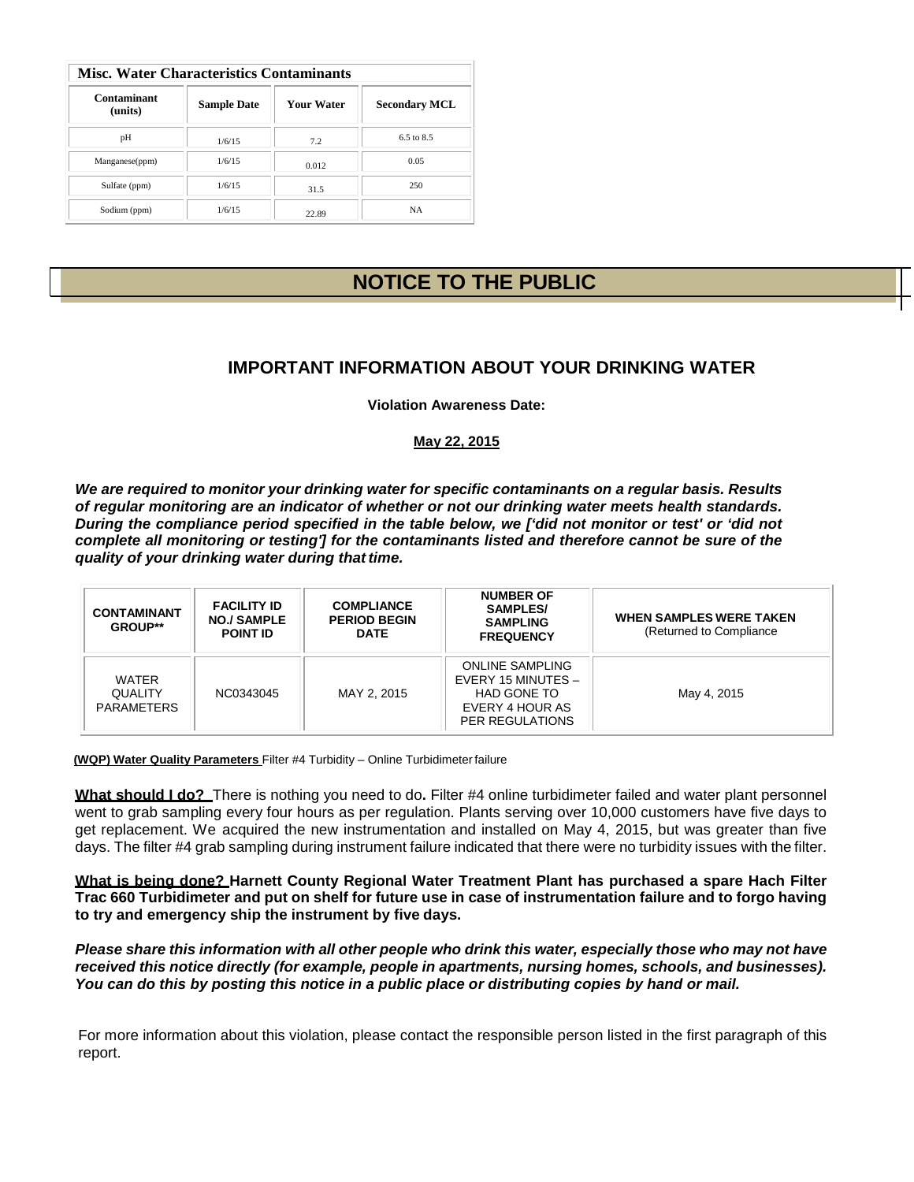| Misc. Water Characteristics Contaminants | | | |
|---|---|---|---|
| **Contaminant (units)** | **Sample Date** | **Your Water** | **Secondary MCL** |
| pH | 1/6/15 | 7.2 | 6.5 to 8.5 |
| Manganese(ppm) | 1/6/15 | 0.012 | 0.05 |
| Sulfate (ppm) | 1/6/15 | 31.5 | 250 |
| Sodium (ppm) | 1/6/15 | 22.89 | NA |

# NOTICE TO THE PUBLIC

## IMPORTANT INFORMATION ABOUT YOUR DRINKING WATER

**Violation Awareness Date:**

**May 22, 2015**

***We are required to monitor your drinking water for specific contaminants on a regular basis. Results of regular monitoring are an indicator of whether or not our drinking water meets health standards. During the compliance period specified in the table below, we ['did not monitor or test' or 'did not complete all monitoring or testing'] for the contaminants listed and therefore cannot be sure of the quality of your drinking water during that time.***

| CONTAMINANT GROUP** | FACILITY ID NO./ SAMPLE POINT ID | COMPLIANCE PERIOD BEGIN DATE | NUMBER OF SAMPLES/ SAMPLING FREQUENCY | WHEN SAMPLES WERE TAKEN (Returned to Compliance |
|---|---|---|---|---|
| WATER QUALITY PARAMETERS | NC0343045 | MAY 2, 2015 | ONLINE SAMPLING EVERY 15 MINUTES – HAD GONE TO EVERY 4 HOUR AS PER REGULATIONS | May 4, 2015 |

**(WQP) Water Quality Parameters** Filter #4 Turbidity – Online Turbidimeter failure

**What should I do?** There is nothing you need to do**.** Filter #4 online turbidimeter failed and water plant personnel went to grab sampling every four hours as per regulation. Plants serving over 10,000 customers have five days to get replacement. We acquired the new instrumentation and installed on May 4, 2015, but was greater than five days. The filter #4 grab sampling during instrument failure indicated that there were no turbidity issues with the filter.

**What is being done? Harnett County Regional Water Treatment Plant has purchased a spare Hach Filter Trac 660 Turbidimeter and put on shelf for future use in case of instrumentation failure and to forgo having to try and emergency ship the instrument by five days.**

***Please share this information with all other people who drink this water, especially those who may not have received this notice directly (for example, people in apartments, nursing homes, schools, and businesses). You can do this by posting this notice in a public place or distributing copies by hand or mail.***

For more information about this violation, please contact the responsible person listed in the first paragraph of this report.